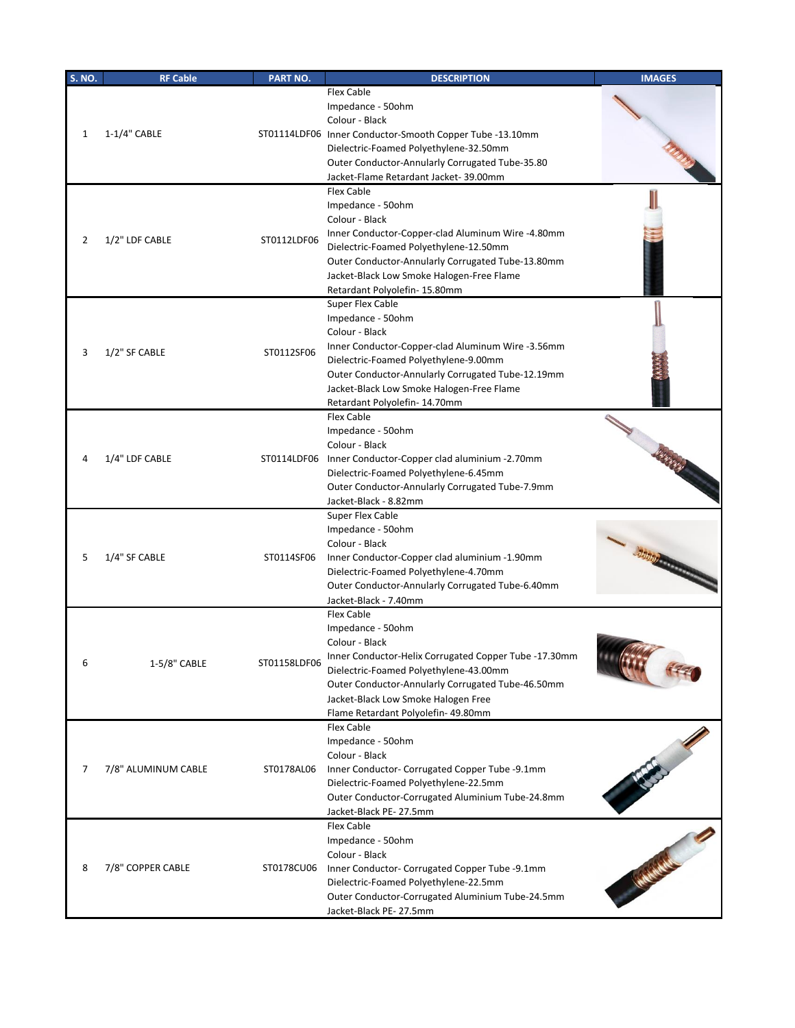| S. NO. | RF Cable | PART NO. | DESCRIPTION | IMAGES |
| --- | --- | --- | --- | --- |
| 1 | 1-1/4" CABLE | ST01114LDF06 | Flex Cable<br>Impedance - 50ohm<br>Colour - Black<br>Inner Conductor-Smooth Copper Tube -13.10mm<br>Dielectric-Foamed Polyethylene-32.50mm<br>Outer Conductor-Annularly Corrugated Tube-35.80<br>Jacket-Flame Retardant Jacket- 39.00mm | |
| 2 | 1/2" LDF CABLE | ST0112LDF06 | Flex Cable<br>Impedance - 50ohm<br>Colour - Black<br>Inner Conductor-Copper-clad Aluminum Wire -4.80mm<br>Dielectric-Foamed Polyethylene-12.50mm<br>Outer Conductor-Annularly Corrugated Tube-13.80mm<br>Jacket-Black Low Smoke Halogen-Free Flame<br>Retardant Polyolefin- 15.80mm | |
| 3 | 1/2" SF CABLE | ST0112SF06 | Super Flex Cable<br>Impedance - 50ohm<br>Colour - Black<br>Inner Conductor-Copper-clad Aluminum Wire -3.56mm<br>Dielectric-Foamed Polyethylene-9.00mm<br>Outer Conductor-Annularly Corrugated Tube-12.19mm<br>Jacket-Black Low Smoke Halogen-Free Flame<br>Retardant Polyolefin- 14.70mm | |
| 4 | 1/4" LDF CABLE | ST0114LDF06 | Flex Cable<br>Impedance - 50ohm<br>Colour - Black<br>Inner Conductor-Copper clad aluminium -2.70mm<br>Dielectric-Foamed Polyethylene-6.45mm<br>Outer Conductor-Annularly Corrugated Tube-7.9mm<br>Jacket-Black - 8.82mm | |
| 5 | 1/4" SF CABLE | ST0114SF06 | Super Flex Cable<br>Impedance - 50ohm<br>Colour - Black<br>Inner Conductor-Copper clad aluminium -1.90mm<br>Dielectric-Foamed Polyethylene-4.70mm<br>Outer Conductor-Annularly Corrugated Tube-6.40mm<br>Jacket-Black - 7.40mm | |
| 6 | 1-5/8" CABLE | ST01158LDF06 | Flex Cable<br>Impedance - 50ohm<br>Colour - Black<br>Inner Conductor-Helix Corrugated Copper Tube -17.30mm<br>Dielectric-Foamed Polyethylene-43.00mm<br>Outer Conductor-Annularly Corrugated Tube-46.50mm<br>Jacket-Black Low Smoke Halogen Free<br>Flame Retardant Polyolefin- 49.80mm | |
| 7 | 7/8" ALUMINUM CABLE | ST0178AL06 | Flex Cable<br>Impedance - 50ohm<br>Colour - Black<br>Inner Conductor- Corrugated Copper Tube -9.1mm<br>Dielectric-Foamed Polyethylene-22.5mm<br>Outer Conductor-Corrugated Aluminium Tube-24.8mm<br>Jacket-Black PE- 27.5mm | |
| 8 | 7/8" COPPER CABLE | ST0178CU06 | Flex Cable<br>Impedance - 50ohm<br>Colour - Black<br>Inner Conductor- Corrugated Copper Tube -9.1mm<br>Dielectric-Foamed Polyethylene-22.5mm<br>Outer Conductor-Corrugated Aluminium Tube-24.5mm<br>Jacket-Black PE- 27.5mm | |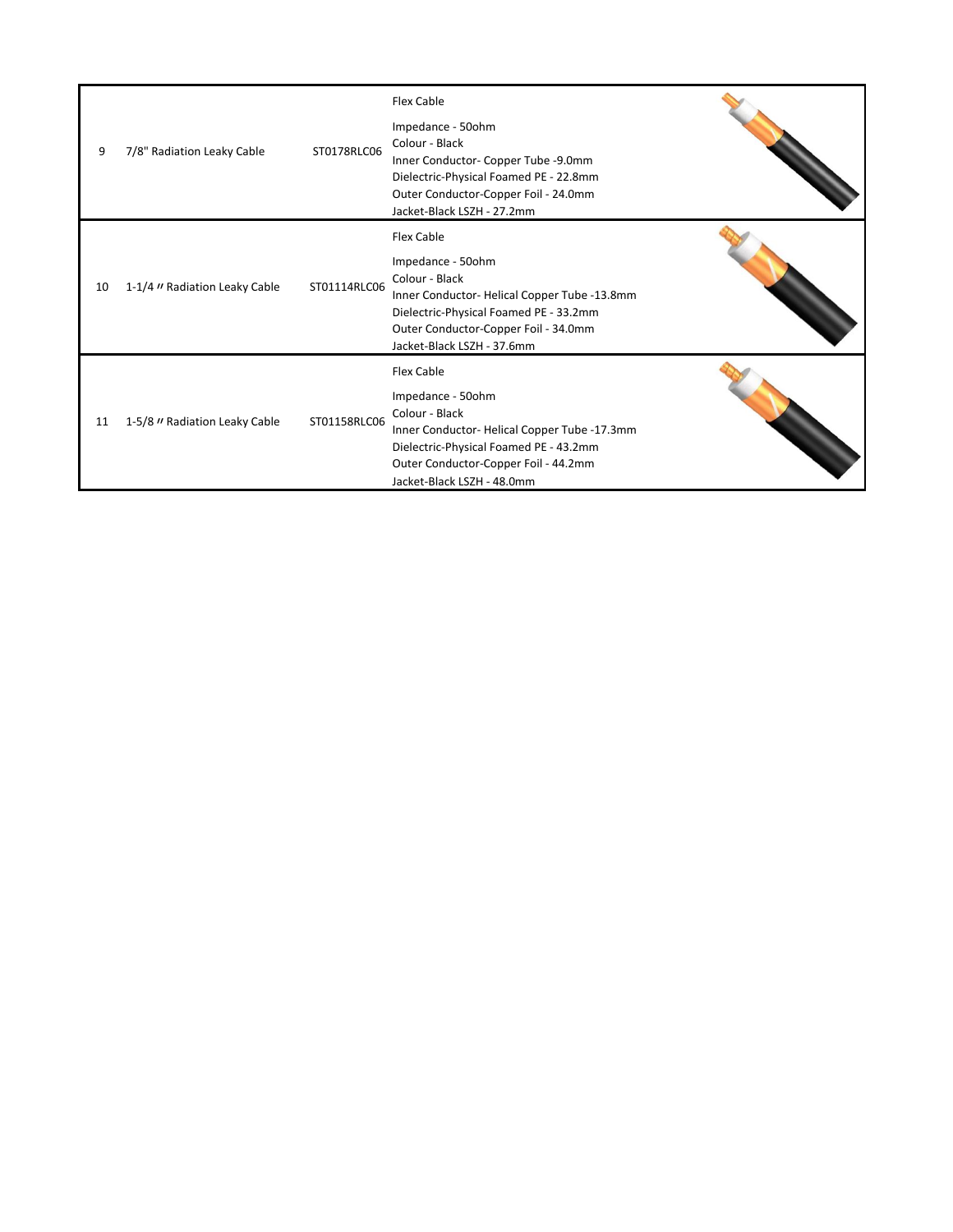| | | | | |
|---|---|---|---|---|
| 9 | 7/8" Radiation Leaky Cable | ST0178RLC06 | Flex Cable<br><br>Impedance - 50ohm<br>Colour - Black<br>Inner Conductor- Copper Tube -9.0mm<br>Dielectric-Physical Foamed PE - 22.8mm<br>Outer Conductor-Copper Foil - 24.0mm<br>Jacket-Black LSZH - 27.2mm | |
| 10 | 1-1/4 " Radiation Leaky Cable | ST01114RLC06 | Flex Cable<br><br>Impedance - 50ohm<br>Colour - Black<br>Inner Conductor- Helical Copper Tube -13.8mm<br>Dielectric-Physical Foamed PE - 33.2mm<br>Outer Conductor-Copper Foil - 34.0mm<br>Jacket-Black LSZH - 37.6mm | |
| 11 | 1-5/8 " Radiation Leaky Cable | ST01158RLC06 | Flex Cable<br><br>Impedance - 50ohm<br>Colour - Black<br>Inner Conductor- Helical Copper Tube -17.3mm<br>Dielectric-Physical Foamed PE - 43.2mm<br>Outer Conductor-Copper Foil - 44.2mm<br>Jacket-Black LSZH - 48.0mm | |